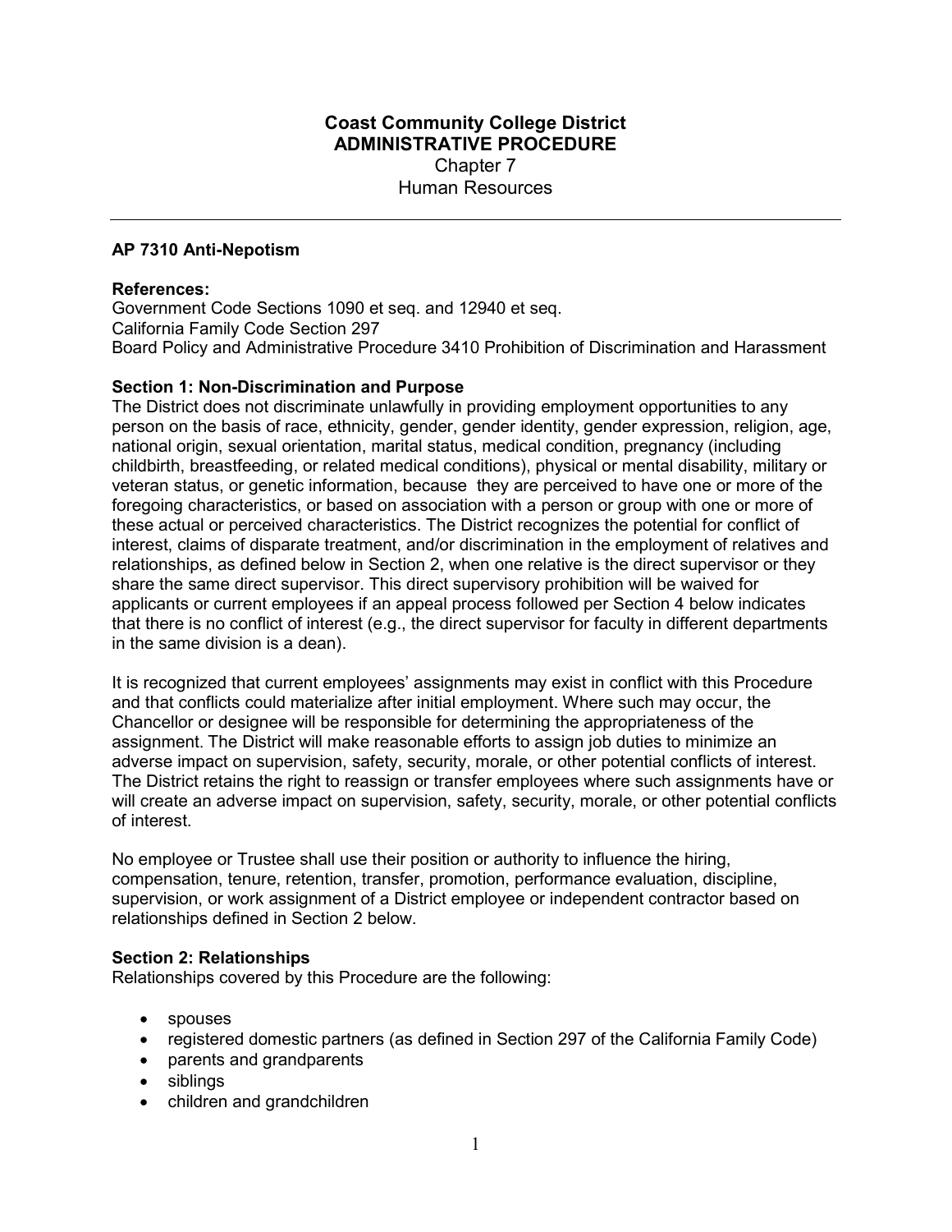# Coast Community College District
## ADMINISTRATIVE PROCEDURE
Chapter 7
Human Resources

---

### AP 7310 Anti-Nepotism

**References:**
Government Code Sections 1090 et seq. and 12940 et seq.
California Family Code Section 297
Board Policy and Administrative Procedure 3410 Prohibition of Discrimination and Harassment

**Section 1: Non-Discrimination and Purpose**
The District does not discriminate unlawfully in providing employment opportunities to any person on the basis of race, ethnicity, gender, gender identity, gender expression, religion, age, national origin, sexual orientation, marital status, medical condition, pregnancy (including childbirth, breastfeeding, or related medical conditions), physical or mental disability, military or veteran status, or genetic information, because they are perceived to have one or more of the foregoing characteristics, or based on association with a person or group with one or more of these actual or perceived characteristics. The District recognizes the potential for conflict of interest, claims of disparate treatment, and/or discrimination in the employment of relatives and relationships, as defined below in Section 2, when one relative is the direct supervisor or they share the same direct supervisor. This direct supervisory prohibition will be waived for applicants or current employees if an appeal process followed per Section 4 below indicates that there is no conflict of interest (e.g., the direct supervisor for faculty in different departments in the same division is a dean).

It is recognized that current employees' assignments may exist in conflict with this Procedure and that conflicts could materialize after initial employment. Where such may occur, the Chancellor or designee will be responsible for determining the appropriateness of the assignment. The District will make reasonable efforts to assign job duties to minimize an adverse impact on supervision, safety, security, morale, or other potential conflicts of interest. The District retains the right to reassign or transfer employees where such assignments have or will create an adverse impact on supervision, safety, security, morale, or other potential conflicts of interest.

No employee or Trustee shall use their position or authority to influence the hiring, compensation, tenure, retention, transfer, promotion, performance evaluation, discipline, supervision, or work assignment of a District employee or independent contractor based on relationships defined in Section 2 below.

**Section 2: Relationships**
Relationships covered by this Procedure are the following:

- spouses
- registered domestic partners (as defined in Section 297 of the California Family Code)
- parents and grandparents
- siblings
- children and grandchildren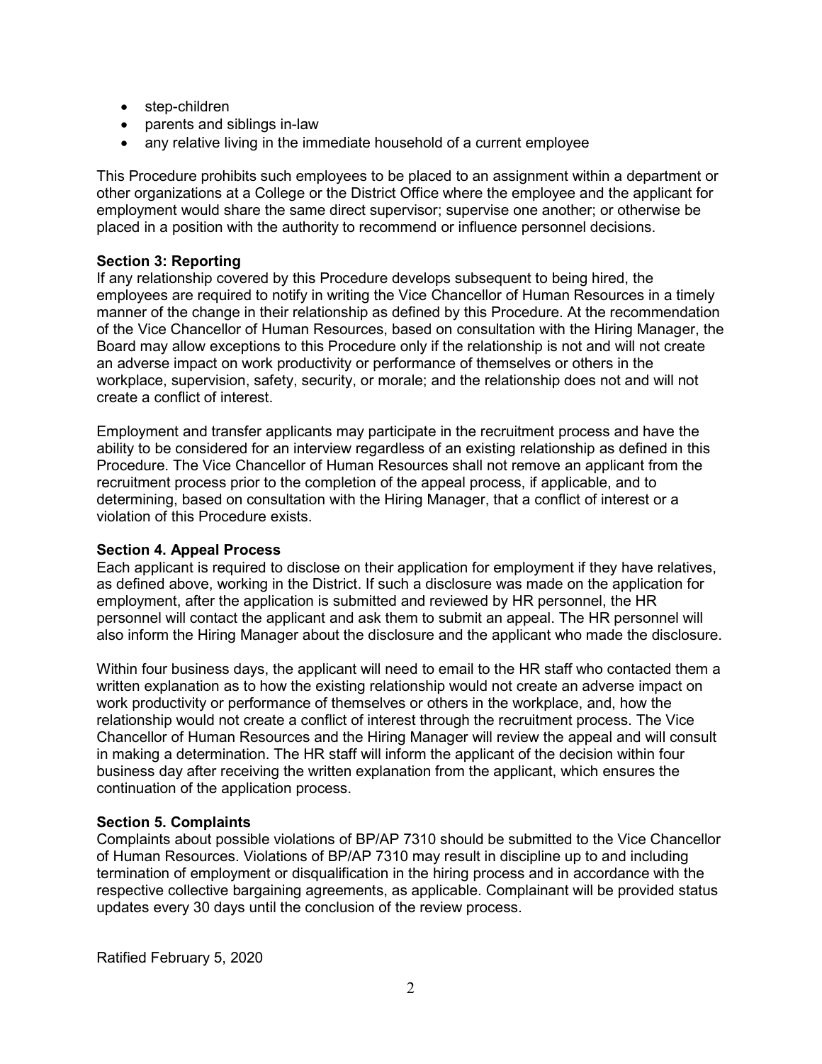- step-children
- parents and siblings in-law
- any relative living in the immediate household of a current employee

This Procedure prohibits such employees to be placed to an assignment within a department or other organizations at a College or the District Office where the employee and the applicant for employment would share the same direct supervisor; supervise one another; or otherwise be placed in a position with the authority to recommend or influence personnel decisions.

**Section 3: Reporting**
If any relationship covered by this Procedure develops subsequent to being hired, the employees are required to notify in writing the Vice Chancellor of Human Resources in a timely manner of the change in their relationship as defined by this Procedure. At the recommendation of the Vice Chancellor of Human Resources, based on consultation with the Hiring Manager, the Board may allow exceptions to this Procedure only if the relationship is not and will not create an adverse impact on work productivity or performance of themselves or others in the workplace, supervision, safety, security, or morale; and the relationship does not and will not create a conflict of interest.

Employment and transfer applicants may participate in the recruitment process and have the ability to be considered for an interview regardless of an existing relationship as defined in this Procedure. The Vice Chancellor of Human Resources shall not remove an applicant from the recruitment process prior to the completion of the appeal process, if applicable, and to determining, based on consultation with the Hiring Manager, that a conflict of interest or a violation of this Procedure exists.

**Section 4. Appeal Process**
Each applicant is required to disclose on their application for employment if they have relatives, as defined above, working in the District. If such a disclosure was made on the application for employment, after the application is submitted and reviewed by HR personnel, the HR personnel will contact the applicant and ask them to submit an appeal. The HR personnel will also inform the Hiring Manager about the disclosure and the applicant who made the disclosure.

Within four business days, the applicant will need to email to the HR staff who contacted them a written explanation as to how the existing relationship would not create an adverse impact on work productivity or performance of themselves or others in the workplace, and, how the relationship would not create a conflict of interest through the recruitment process. The Vice Chancellor of Human Resources and the Hiring Manager will review the appeal and will consult in making a determination. The HR staff will inform the applicant of the decision within four business day after receiving the written explanation from the applicant, which ensures the continuation of the application process.

**Section 5. Complaints**
Complaints about possible violations of BP/AP 7310 should be submitted to the Vice Chancellor of Human Resources. Violations of BP/AP 7310 may result in discipline up to and including termination of employment or disqualification in the hiring process and in accordance with the respective collective bargaining agreements, as applicable. Complainant will be provided status updates every 30 days until the conclusion of the review process.

Ratified February 5, 2020